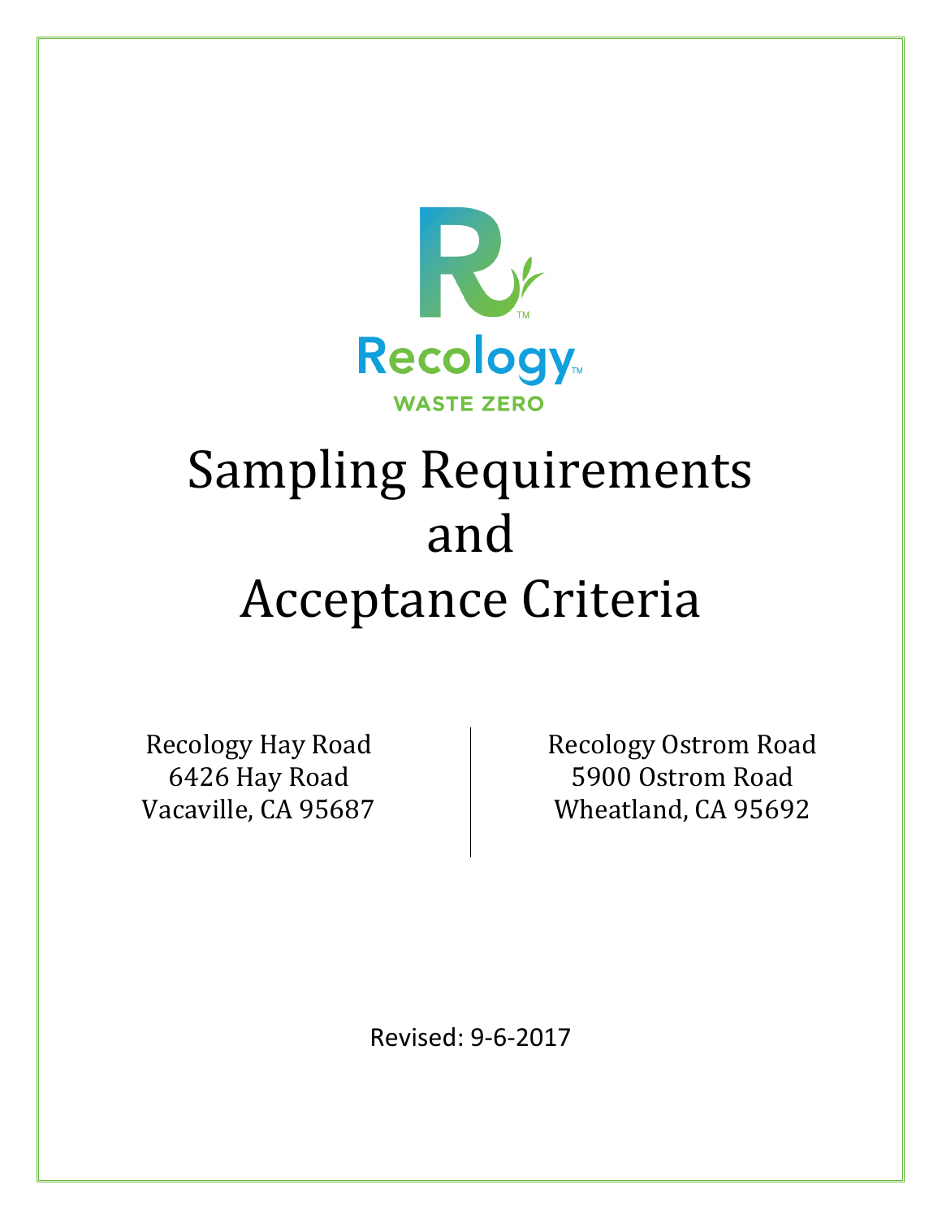Recology

WASTE ZERO

# Sampling Requirements and Acceptance Criteria

Recology Hay Road
6426 Hay Road
Vacaville, CA 95687

Recology Ostrom Road
5900 Ostrom Road
Wheatland, CA 95692

Revised: 9-6-2017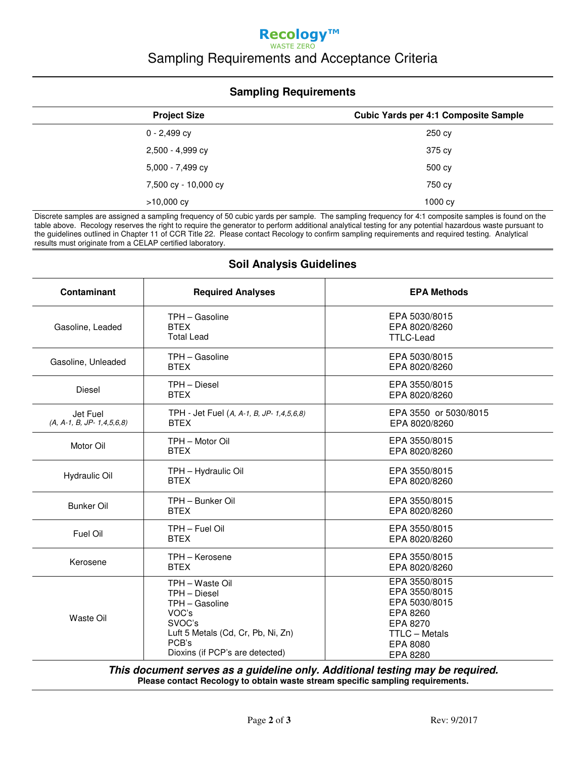**Recology™**
WASTE ZERO

# Sampling Requirements and Acceptance Criteria

## Sampling Requirements

| Project Size | Cubic Yards per 4:1 Composite Sample |
|---|---|
| 0 - 2,499 cy | 250 cy |
| 2,500 - 4,999 cy | 375 cy |
| 5,000 - 7,499 cy | 500 cy |
| 7,500 cy - 10,000 cy | 750 cy |
| >10,000 cy | 1000 cy |

Discrete samples are assigned a sampling frequency of 50 cubic yards per sample. The sampling frequency for 4:1 composite samples is found on the table above. Recology reserves the right to require the generator to perform additional analytical testing for any potential hazardous waste pursuant to the guidelines outlined in Chapter 11 of CCR Title 22. Please contact Recology to confirm sampling requirements and required testing. Analytical results must originate from a CELAP certified laboratory.

## Soil Analysis Guidelines

| Contaminant | Required Analyses | EPA Methods |
|---|---|---|
| Gasoline, Leaded | TPH – Gasoline<br>BTEX<br>Total Lead | EPA 5030/8015<br>EPA 8020/8260<br>TTLC-Lead |
| Gasoline, Unleaded | TPH – Gasoline<br>BTEX | EPA 5030/8015<br>EPA 8020/8260 |
| Diesel | TPH – Diesel<br>BTEX | EPA 3550/8015<br>EPA 8020/8260 |
| Jet Fuel<br>*(A, A-1, B, JP- 1,4,5,6,8)* | TPH - Jet Fuel (*A, A-1, B, JP- 1,4,5,6,8*)<br>BTEX | EPA 3550 or 5030/8015<br>EPA 8020/8260 |
| Motor Oil | TPH – Motor Oil<br>BTEX | EPA 3550/8015<br>EPA 8020/8260 |
| Hydraulic Oil | TPH – Hydraulic Oil<br>BTEX | EPA 3550/8015<br>EPA 8020/8260 |
| Bunker Oil | TPH – Bunker Oil<br>BTEX | EPA 3550/8015<br>EPA 8020/8260 |
| Fuel Oil | TPH – Fuel Oil<br>BTEX | EPA 3550/8015<br>EPA 8020/8260 |
| Kerosene | TPH – Kerosene<br>BTEX | EPA 3550/8015<br>EPA 8020/8260 |
| Waste Oil | TPH – Waste Oil<br>TPH – Diesel<br>TPH – Gasoline<br>VOC's<br>SVOC's<br>Luft 5 Metals (Cd, Cr, Pb, Ni, Zn)<br>PCB's<br>Dioxins (if PCP's are detected) | EPA 3550/8015<br>EPA 3550/8015<br>EPA 5030/8015<br>EPA 8260<br>EPA 8270<br>TTLC – Metals<br>EPA 8080<br>EPA 8280 |

***This document serves as a guideline only. Additional testing may be required.***
**Please contact Recology to obtain waste stream specific sampling requirements.**

Rev: 9/2017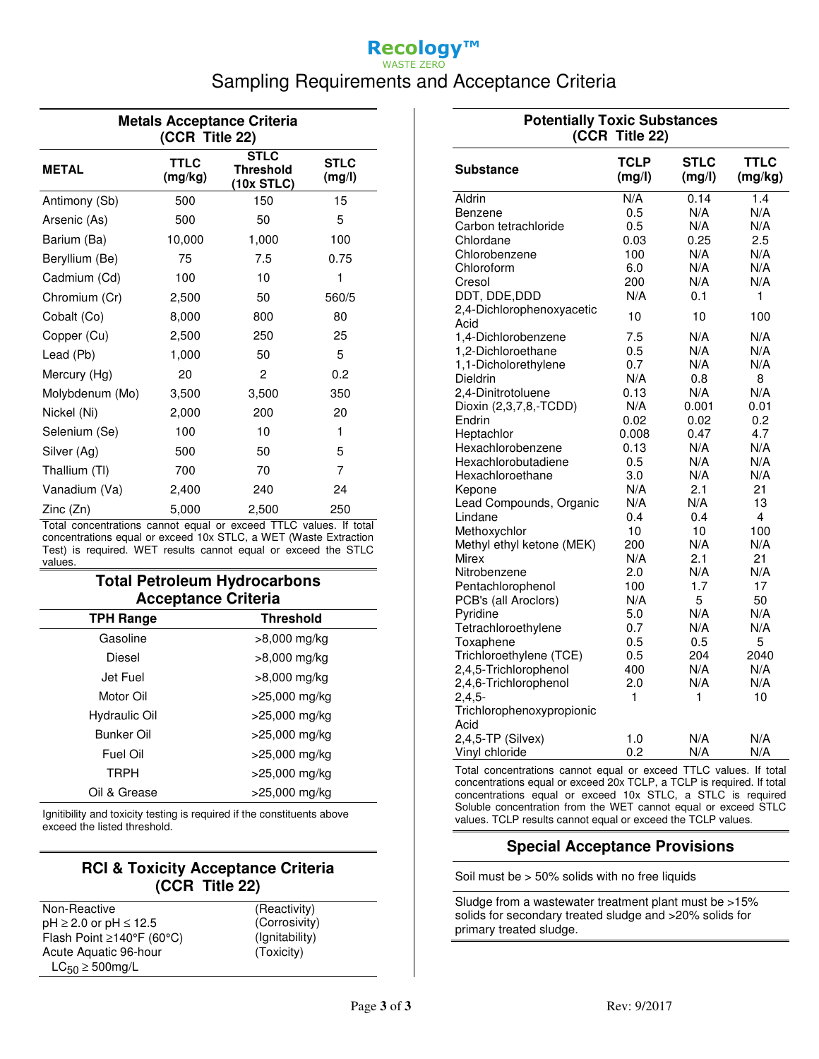# Recology™
WASTE ZERO

## Sampling Requirements and Acceptance Criteria

### Metals Acceptance Criteria (CCR Title 22)

| METAL | TTLC (mg/kg) | STLC Threshold (10x STLC) | STLC (mg/l) |
|---|---|---|---|
| Antimony (Sb) | 500 | 150 | 15 |
| Arsenic (As) | 500 | 50 | 5 |
| Barium (Ba) | 10,000 | 1,000 | 100 |
| Beryllium (Be) | 75 | 7.5 | 0.75 |
| Cadmium (Cd) | 100 | 10 | 1 |
| Chromium (Cr) | 2,500 | 50 | 560/5 |
| Cobalt (Co) | 8,000 | 800 | 80 |
| Copper (Cu) | 2,500 | 250 | 25 |
| Lead (Pb) | 1,000 | 50 | 5 |
| Mercury (Hg) | 20 | 2 | 0.2 |
| Molybdenum (Mo) | 3,500 | 3,500 | 350 |
| Nickel (Ni) | 2,000 | 200 | 20 |
| Selenium (Se) | 100 | 10 | 1 |
| Silver (Ag) | 500 | 50 | 5 |
| Thallium (Tl) | 700 | 70 | 7 |
| Vanadium (Va) | 2,400 | 240 | 24 |
| Zinc (Zn) | 5,000 | 2,500 | 250 |

Total concentrations cannot equal or exceed TTLC values. If total concentrations equal or exceed 10x STLC, a WET (Waste Extraction Test) is required. WET results cannot equal or exceed the STLC values.

### Total Petroleum Hydrocarbons Acceptance Criteria

| TPH Range | Threshold |
|---|---|
| Gasoline | >8,000 mg/kg |
| Diesel | >8,000 mg/kg |
| Jet Fuel | >8,000 mg/kg |
| Motor Oil | >25,000 mg/kg |
| Hydraulic Oil | >25,000 mg/kg |
| Bunker Oil | >25,000 mg/kg |
| Fuel Oil | >25,000 mg/kg |
| TRPH | >25,000 mg/kg |
| Oil & Grease | >25,000 mg/kg |

Ignitibility and toxicity testing is required if the constituents above exceed the listed threshold.

### RCI & Toxicity Acceptance Criteria (CCR Title 22)

| | |
|---|---|
| Non-Reactive | (Reactivity) |
| pH ≥ 2.0 or pH ≤ 12.5 | (Corrosivity) |
| Flash Point ≥140°F (60°C) | (Ignitability) |
| Acute Aquatic 96-hour $LC_{50}$ ≥ 500mg/L | (Toxicity) |

### Potentially Toxic Substances (CCR Title 22)

| Substance | TCLP (mg/l) | STLC (mg/l) | TTLC (mg/kg) |
|---|---|---|---|
| Aldrin | N/A | 0.14 | 1.4 |
| Benzene | 0.5 | N/A | N/A |
| Carbon tetrachloride | 0.5 | N/A | N/A |
| Chlordane | 0.03 | 0.25 | 2.5 |
| Chlorobenzene | 100 | N/A | N/A |
| Chloroform | 6.0 | N/A | N/A |
| Cresol | 200 | N/A | N/A |
| DDT, DDE,DDD | N/A | 0.1 | 1 |
| 2,4-Dichlorophenoxyacetic Acid | 10 | 10 | 100 |
| 1,4-Dichlorobenzene | 7.5 | N/A | N/A |
| 1,2-Dichloroethane | 0.5 | N/A | N/A |
| 1,1-Dicholorethylene | 0.7 | N/A | N/A |
| Dieldrin | N/A | 0.8 | 8 |
| 2,4-Dinitrotoluene | 0.13 | N/A | N/A |
| Dioxin (2,3,7,8,-TCDD) | N/A | 0.001 | 0.01 |
| Endrin | 0.02 | 0.02 | 0.2 |
| Heptachlor | 0.008 | 0.47 | 4.7 |
| Hexachlorobenzene | 0.13 | N/A | N/A |
| Hexachlorobutadiene | 0.5 | N/A | N/A |
| Hexachloroethane | 3.0 | N/A | N/A |
| Kepone | N/A | 2.1 | 21 |
| Lead Compounds, Organic | N/A | N/A | 13 |
| Lindane | 0.4 | 0.4 | 4 |
| Methoxychlor | 10 | 10 | 100 |
| Methyl ethyl ketone (MEK) | 200 | N/A | N/A |
| Mirex | N/A | 2.1 | 21 |
| Nitrobenzene | 2.0 | N/A | N/A |
| Pentachlorophenol | 100 | 1.7 | 17 |
| PCB's (all Aroclors) | N/A | 5 | 50 |
| Pyridine | 5.0 | N/A | N/A |
| Tetrachloroethylene | 0.7 | N/A | N/A |
| Toxaphene | 0.5 | 0.5 | 5 |
| Trichloroethylene (TCE) | 0.5 | 204 | 2040 |
| 2,4,5-Trichlorophenol | 400 | N/A | N/A |
| 2,4,6-Trichlorophenol | 2.0 | N/A | N/A |
| 2,4,5-Trichlorophenoxypropionic Acid | 1 | 1 | 10 |
| 2,4,5-TP (Silvex) | 1.0 | N/A | N/A |
| Vinyl chloride | 0.2 | N/A | N/A |

Total concentrations cannot equal or exceed TTLC values. If total concentrations equal or exceed 20x TCLP, a TCLP is required. If total concentrations equal or exceed 10x STLC, a STLC is required Soluble concentration from the WET cannot equal or exceed STLC values. TCLP results cannot equal or exceed the TCLP values.

### Special Acceptance Provisions

Soil must be > 50% solids with no free liquids

Sludge from a wastewater treatment plant must be >15% solids for secondary treated sludge and >20% solids for primary treated sludge.

Rev: 9/2017